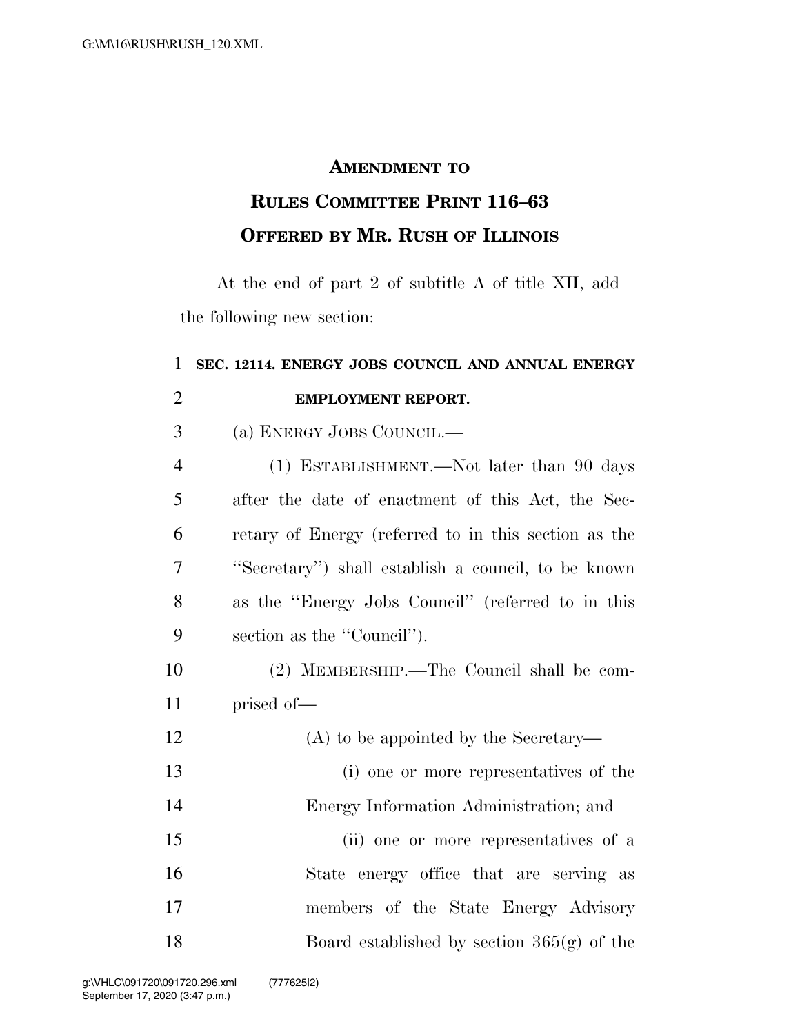# AMENDMENT TO RULES COMMITTEE PRINT 116–63 OFFERED BY MR. RUSH OF ILLINOIS

At the end of part 2 of subtitle A of title XII, add the following new section:

**SEC. 12114. ENERGY JOBS COUNCIL AND ANNUAL ENERGY EMPLOYMENT REPORT.**

(a) ENERGY JOBS COUNCIL.—

(1) ESTABLISHMENT.—Not later than 90 days after the date of enactment of this Act, the Secretary of Energy (referred to in this section as the ''Secretary'') shall establish a council, to be known as the ''Energy Jobs Council'' (referred to in this section as the ''Council'').

(2) MEMBERSHIP.—The Council shall be comprised of—

(A) to be appointed by the Secretary—

(i) one or more representatives of the Energy Information Administration; and

(ii) one or more representatives of a State energy office that are serving as members of the State Energy Advisory Board established by section 365(g) of the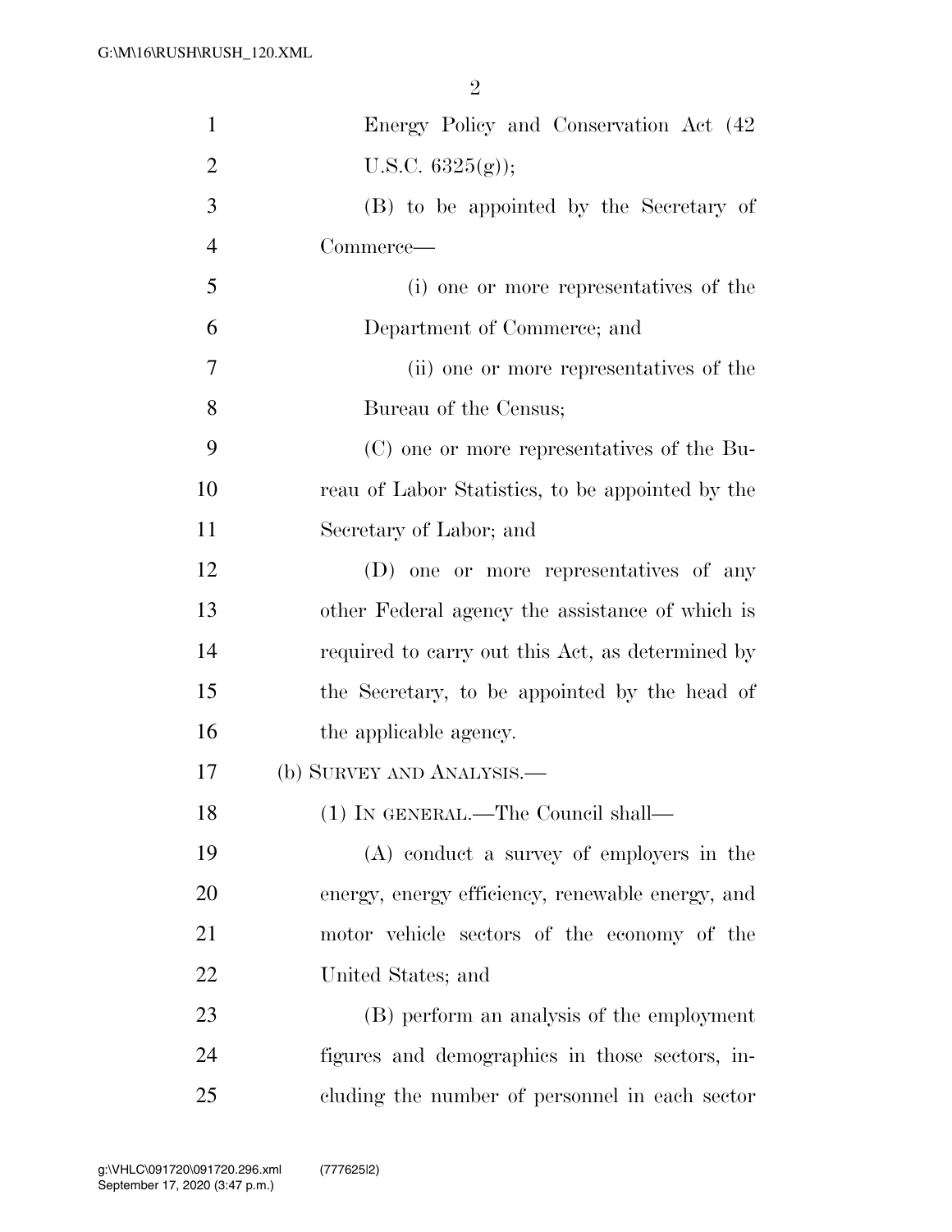Energy Policy and Conservation Act (42 U.S.C. 6325(g));

(B) to be appointed by the Secretary of Commerce—

(i) one or more representatives of the Department of Commerce; and

(ii) one or more representatives of the Bureau of the Census;

(C) one or more representatives of the Bureau of Labor Statistics, to be appointed by the Secretary of Labor; and

(D) one or more representatives of any other Federal agency the assistance of which is required to carry out this Act, as determined by the Secretary, to be appointed by the head of the applicable agency.

(b) SURVEY AND ANALYSIS.—

(1) IN GENERAL.—The Council shall—

(A) conduct a survey of employers in the energy, energy efficiency, renewable energy, and motor vehicle sectors of the economy of the United States; and

(B) perform an analysis of the employment figures and demographics in those sectors, including the number of personnel in each sector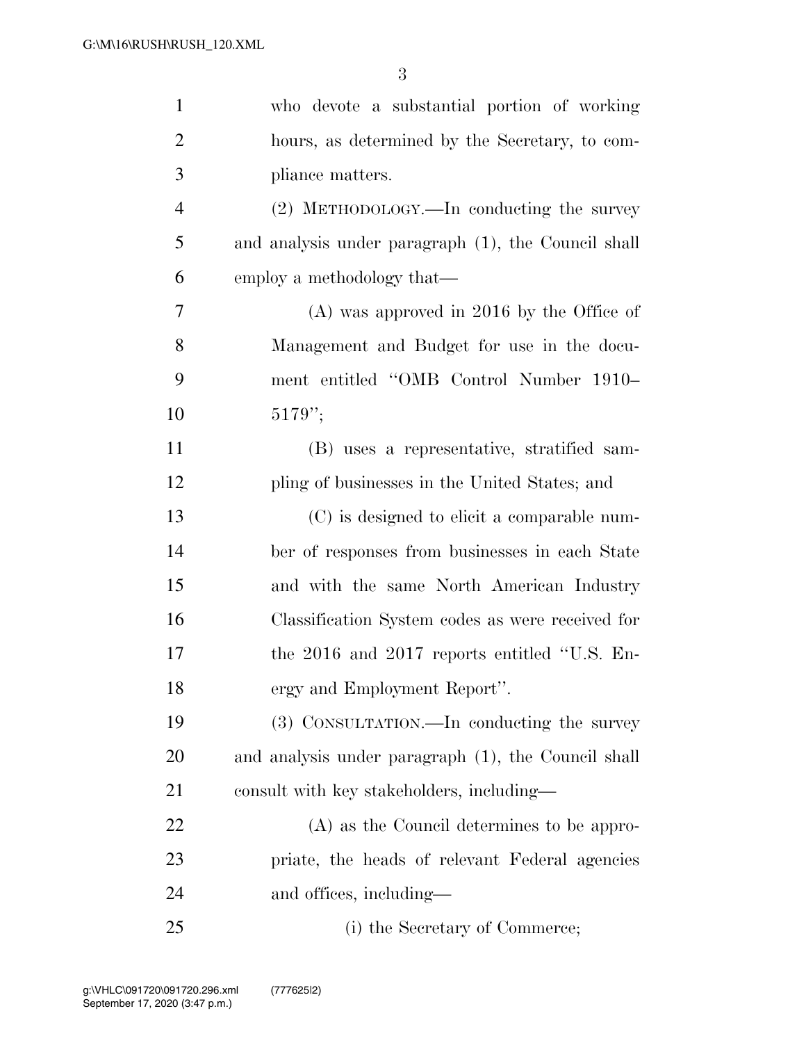who devote a substantial portion of working hours, as determined by the Secretary, to compliance matters.

(2) METHODOLOGY.—In conducting the survey and analysis under paragraph (1), the Council shall employ a methodology that—

(A) was approved in 2016 by the Office of Management and Budget for use in the document entitled ''OMB Control Number 1910–5179'';

(B) uses a representative, stratified sampling of businesses in the United States; and

(C) is designed to elicit a comparable number of responses from businesses in each State and with the same North American Industry Classification System codes as were received for the 2016 and 2017 reports entitled ''U.S. Energy and Employment Report''.

(3) CONSULTATION.—In conducting the survey and analysis under paragraph (1), the Council shall consult with key stakeholders, including—

(A) as the Council determines to be appropriate, the heads of relevant Federal agencies and offices, including—

(i) the Secretary of Commerce;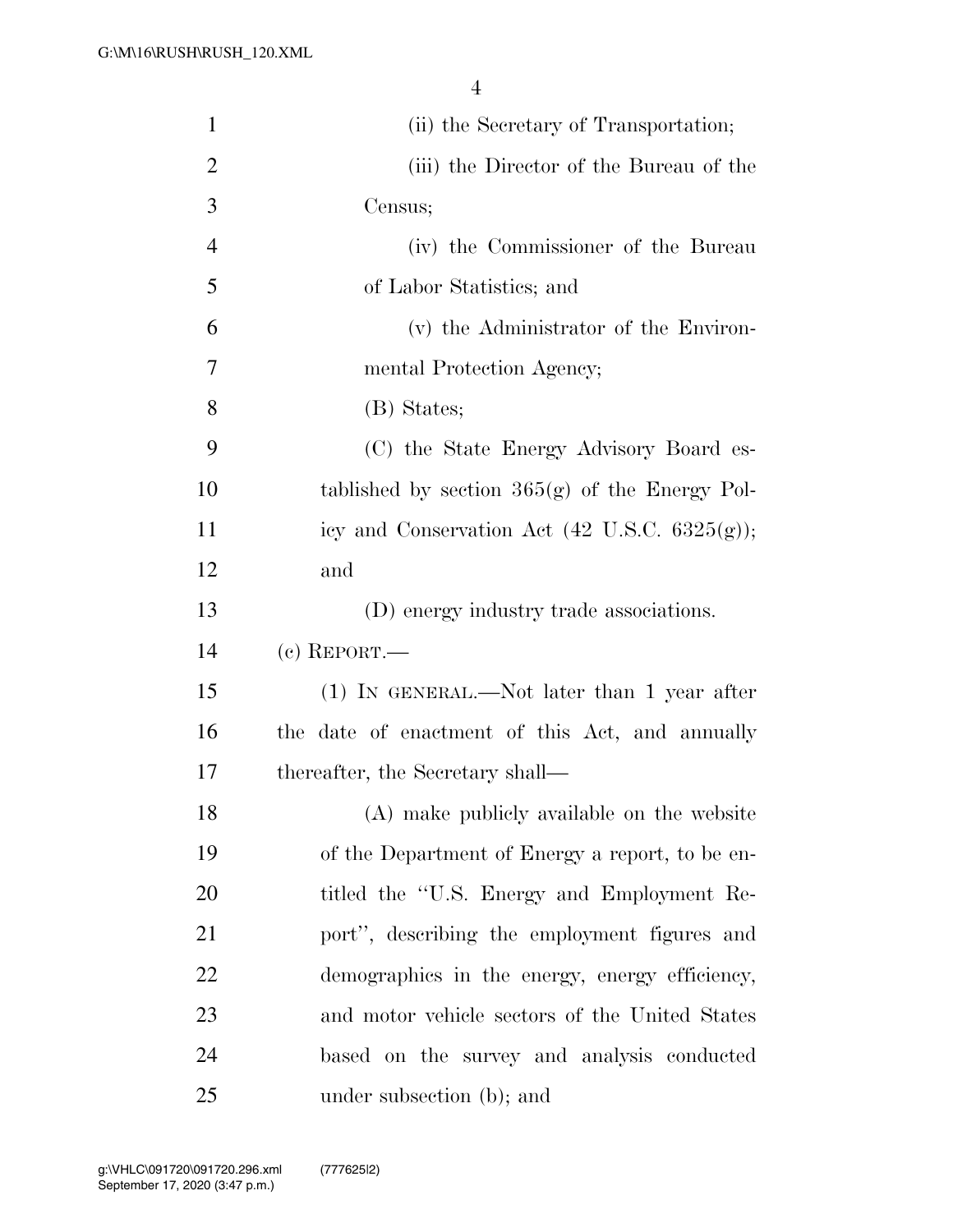(ii) the Secretary of Transportation;

(iii) the Director of the Bureau of the Census;

(iv) the Commissioner of the Bureau of Labor Statistics; and

(v) the Administrator of the Environmental Protection Agency;

(B) States;

(C) the State Energy Advisory Board established by section 365(g) of the Energy Policy and Conservation Act (42 U.S.C. 6325(g)); and

(D) energy industry trade associations.

(c) REPORT.—

(1) IN GENERAL.—Not later than 1 year after the date of enactment of this Act, and annually thereafter, the Secretary shall—

(A) make publicly available on the website of the Department of Energy a report, to be entitled the "U.S. Energy and Employment Report", describing the employment figures and demographics in the energy, energy efficiency, and motor vehicle sectors of the United States based on the survey and analysis conducted under subsection (b); and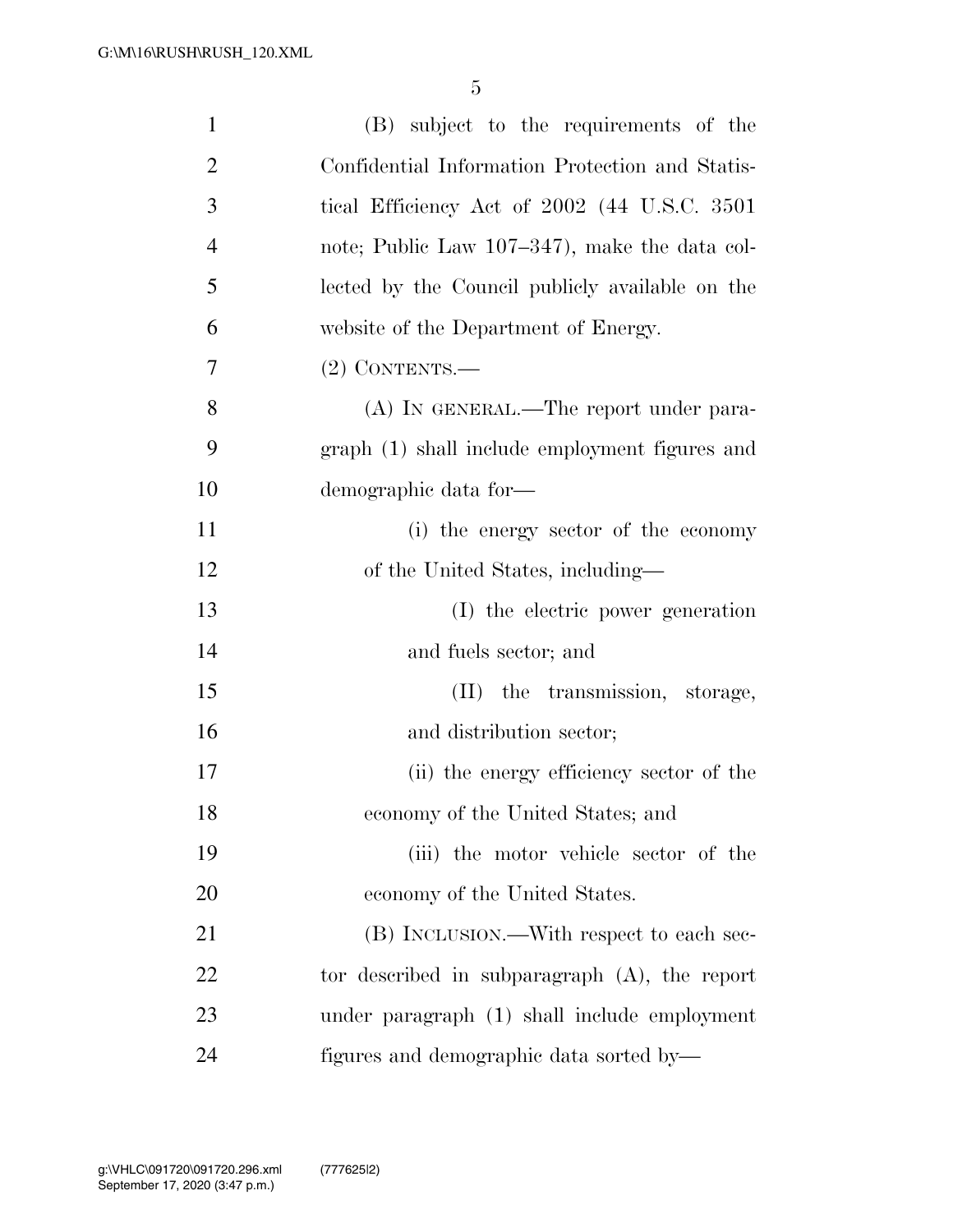(B) subject to the requirements of the Confidential Information Protection and Statistical Efficiency Act of 2002 (44 U.S.C. 3501 note; Public Law 107–347), make the data collected by the Council publicly available on the website of the Department of Energy.

(2) CONTENTS.—

(A) IN GENERAL.—The report under paragraph (1) shall include employment figures and demographic data for—

(i) the energy sector of the economy of the United States, including—

(I) the electric power generation and fuels sector; and

(II) the transmission, storage, and distribution sector;

(ii) the energy efficiency sector of the economy of the United States; and

(iii) the motor vehicle sector of the economy of the United States.

(B) INCLUSION.—With respect to each sector described in subparagraph (A), the report under paragraph (1) shall include employment figures and demographic data sorted by—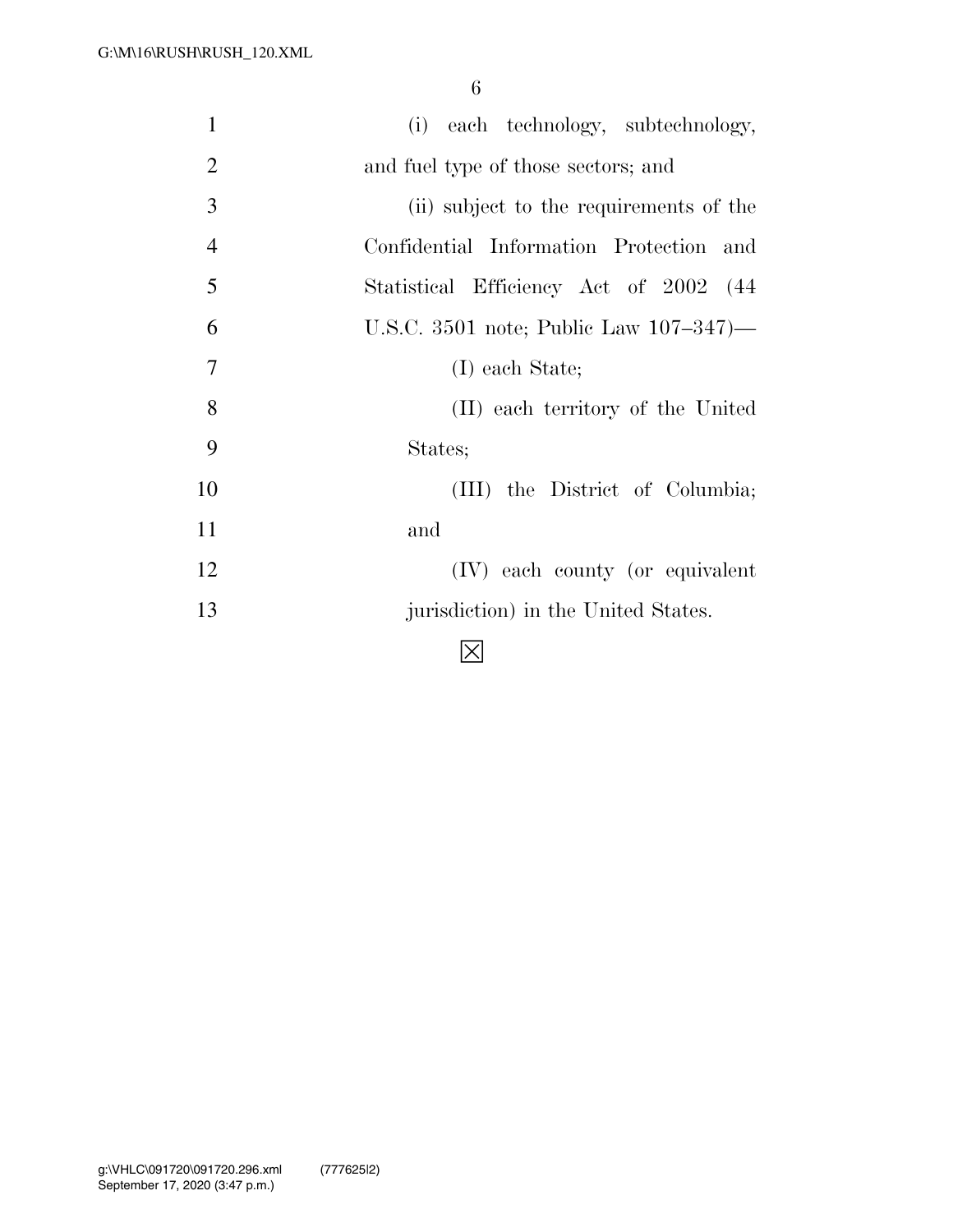(i) each technology, subtechnology, and fuel type of those sectors; and

(ii) subject to the requirements of the Confidential Information Protection and Statistical Efficiency Act of 2002 (44 U.S.C. 3501 note; Public Law 107–347)—

(I) each State;

(II) each territory of the United States;

(III) the District of Columbia; and

(IV) each county (or equivalent jurisdiction) in the United States.